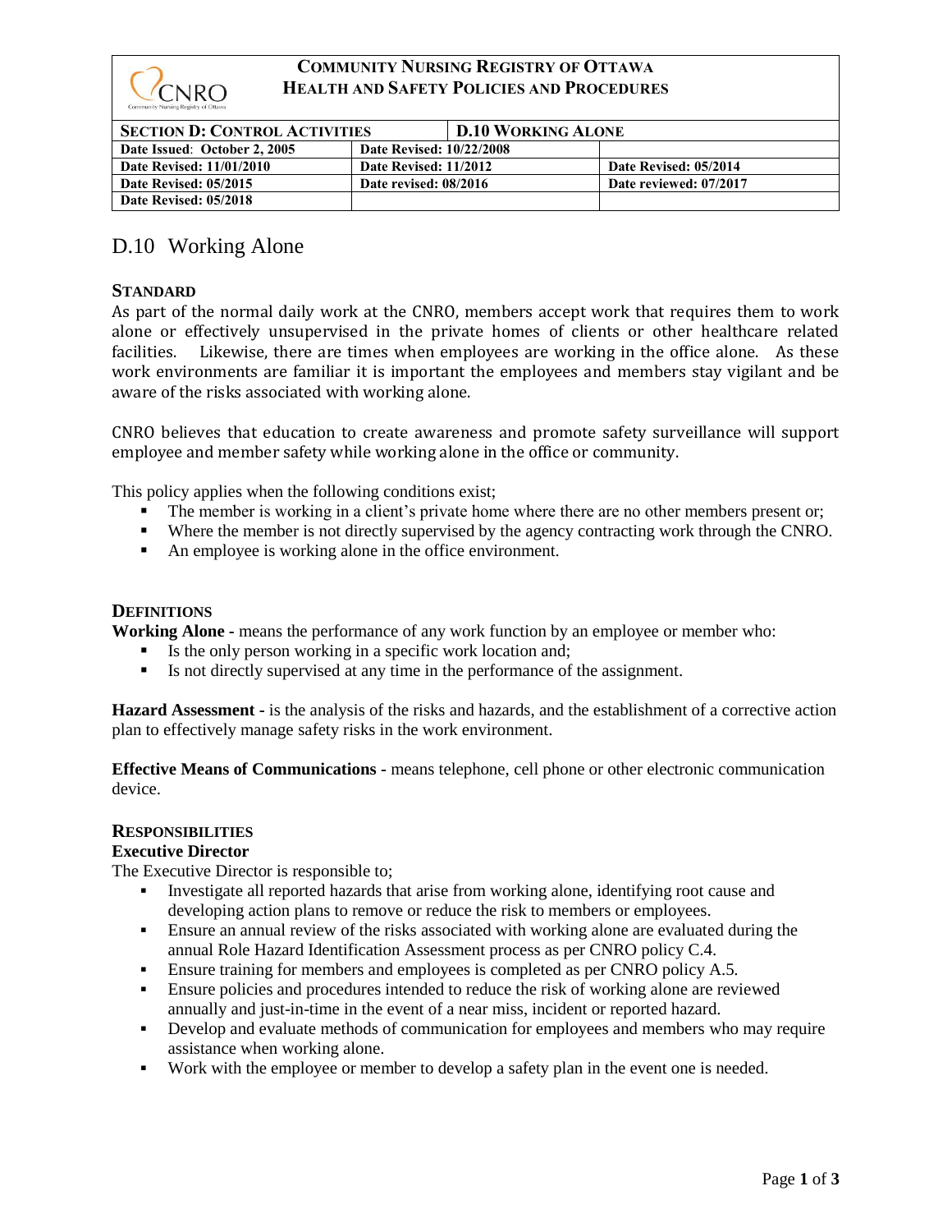**COMMUNITY NURSING REGISTRY OF OTTAWA**
**HEALTH AND SAFETY POLICIES AND PROCEDURES**

| SECTION D: CONTROL ACTIVITIES | D.10 WORKING ALONE | |
|---|---|---|
| Date Issued: October 2, 2005 | Date Revised: 10/22/2008 | |
| Date Revised: 11/01/2010 | Date Revised: 11/2012 | Date Revised: 05/2014 |
| Date Revised: 05/2015 | Date revised: 08/2016 | Date reviewed: 07/2017 |
| Date Revised: 05/2018 | | |

# D.10 Working Alone

## STANDARD

As part of the normal daily work at the CNRO, members accept work that requires them to work alone or effectively unsupervised in the private homes of clients or other healthcare related facilities. Likewise, there are times when employees are working in the office alone. As these work environments are familiar it is important the employees and members stay vigilant and be aware of the risks associated with working alone.

CNRO believes that education to create awareness and promote safety surveillance will support employee and member safety while working alone in the office or community.

This policy applies when the following conditions exist;

- The member is working in a client's private home where there are no other members present or;
- Where the member is not directly supervised by the agency contracting work through the CNRO.
- An employee is working alone in the office environment.

## DEFINITIONS

**Working Alone -** means the performance of any work function by an employee or member who:

- Is the only person working in a specific work location and;
- Is not directly supervised at any time in the performance of the assignment.

**Hazard Assessment -** is the analysis of the risks and hazards, and the establishment of a corrective action plan to effectively manage safety risks in the work environment.

**Effective Means of Communications -** means telephone, cell phone or other electronic communication device.

## RESPONSIBILITIES

### Executive Director

The Executive Director is responsible to;

- Investigate all reported hazards that arise from working alone, identifying root cause and developing action plans to remove or reduce the risk to members or employees.
- Ensure an annual review of the risks associated with working alone are evaluated during the annual Role Hazard Identification Assessment process as per CNRO policy C.4.
- Ensure training for members and employees is completed as per CNRO policy A.5.
- Ensure policies and procedures intended to reduce the risk of working alone are reviewed annually and just-in-time in the event of a near miss, incident or reported hazard.
- Develop and evaluate methods of communication for employees and members who may require assistance when working alone.
- Work with the employee or member to develop a safety plan in the event one is needed.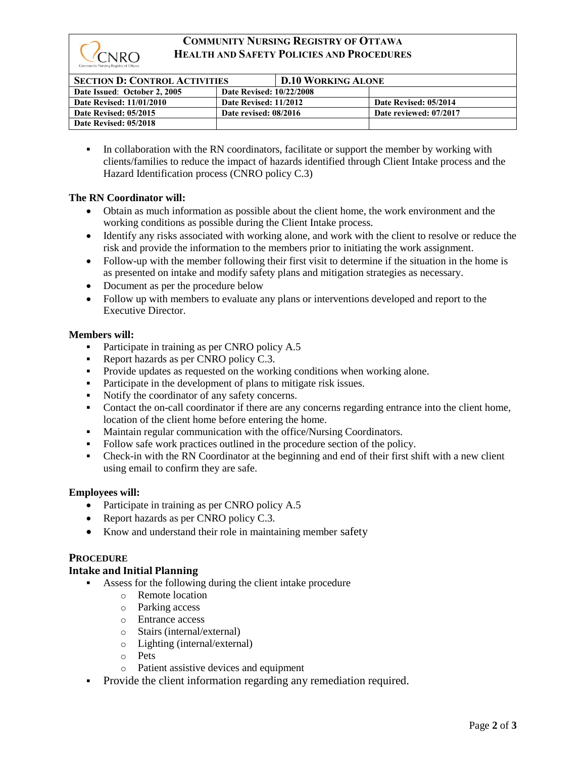# COMMUNITY NURSING REGISTRY OF OTTAWA
## HEALTH AND SAFETY POLICIES AND PROCEDURES

| SECTION D: CONTROL ACTIVITIES | D.10 WORKING ALONE | |
|---|---|---|
| Date Issued: October 2, 2005 | Date Revised: 10/22/2008 | |
| Date Revised: 11/01/2010 | Date Revised: 11/2012 | Date Revised: 05/2014 |
| Date Revised: 05/2015 | Date revised: 08/2016 | Date reviewed: 07/2017 |
| Date Revised: 05/2018 | | |

- In collaboration with the RN coordinators, facilitate or support the member by working with clients/families to reduce the impact of hazards identified through Client Intake process and the Hazard Identification process (CNRO policy C.3)

**The RN Coordinator will:**

- Obtain as much information as possible about the client home, the work environment and the working conditions as possible during the Client Intake process.
- Identify any risks associated with working alone, and work with the client to resolve or reduce the risk and provide the information to the members prior to initiating the work assignment.
- Follow-up with the member following their first visit to determine if the situation in the home is as presented on intake and modify safety plans and mitigation strategies as necessary.
- Document as per the procedure below
- Follow up with members to evaluate any plans or interventions developed and report to the Executive Director.

**Members will:**

- Participate in training as per CNRO policy A.5
- Report hazards as per CNRO policy C.3.
- Provide updates as requested on the working conditions when working alone.
- Participate in the development of plans to mitigate risk issues.
- Notify the coordinator of any safety concerns.
- Contact the on-call coordinator if there are any concerns regarding entrance into the client home, location of the client home before entering the home.
- Maintain regular communication with the office/Nursing Coordinators.
- Follow safe work practices outlined in the procedure section of the policy.
- Check-in with the RN Coordinator at the beginning and end of their first shift with a new client using email to confirm they are safe.

**Employees will:**

- Participate in training as per CNRO policy A.5
- Report hazards as per CNRO policy C.3.
- Know and understand their role in maintaining member safety

### PROCEDURE

### Intake and Initial Planning

- Assess for the following during the client intake procedure
  - Remote location
  - Parking access
  - Entrance access
  - Stairs (internal/external)
  - Lighting (internal/external)
  - Pets
  - Patient assistive devices and equipment
- Provide the client information regarding any remediation required.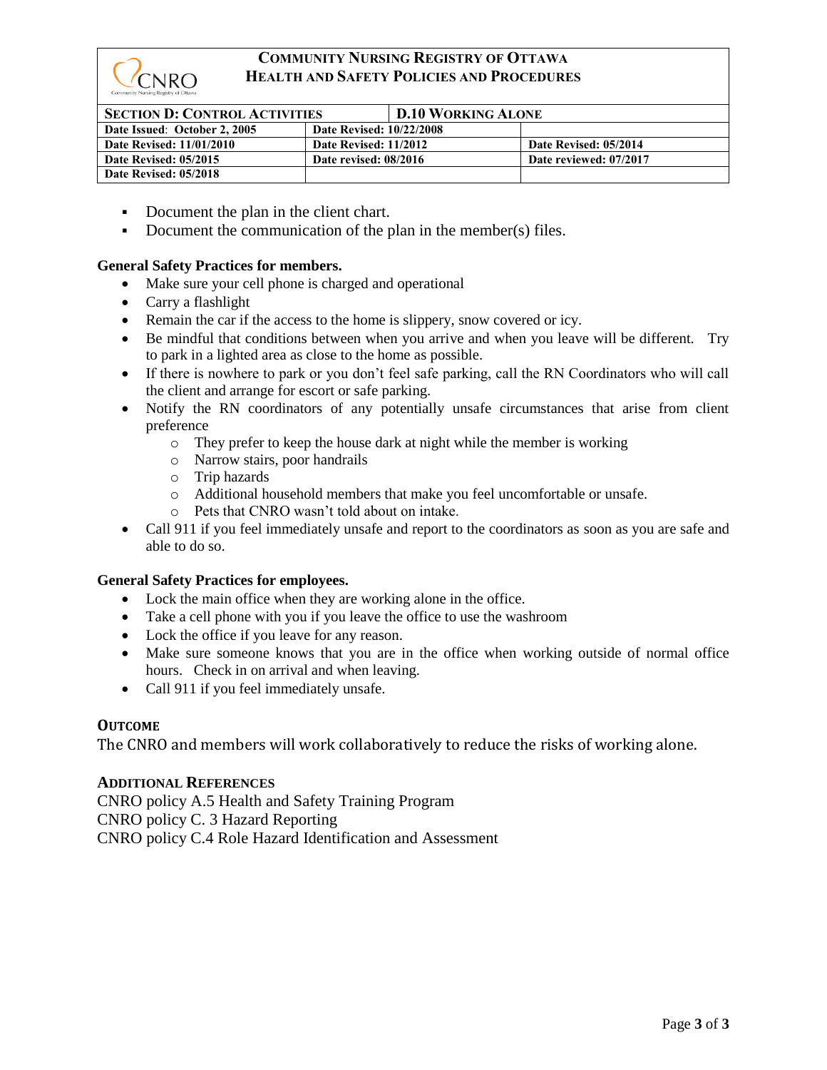**COMMUNITY NURSING REGISTRY OF OTTAWA**
**HEALTH AND SAFETY POLICIES AND PROCEDURES**

| SECTION D: CONTROL ACTIVITIES | D.10 WORKING ALONE | |
|---|---|---|
| Date Issued: October 2, 2005 | Date Revised: 10/22/2008 | |
| Date Revised: 11/01/2010 | Date Revised: 11/2012 | Date Revised: 05/2014 |
| Date Revised: 05/2015 | Date revised: 08/2016 | Date reviewed: 07/2017 |
| Date Revised: 05/2018 | | |

- Document the plan in the client chart.
- Document the communication of the plan in the member(s) files.

**General Safety Practices for members.**

- Make sure your cell phone is charged and operational
- Carry a flashlight
- Remain the car if the access to the home is slippery, snow covered or icy.
- Be mindful that conditions between when you arrive and when you leave will be different. Try to park in a lighted area as close to the home as possible.
- If there is nowhere to park or you don't feel safe parking, call the RN Coordinators who will call the client and arrange for escort or safe parking.
- Notify the RN coordinators of any potentially unsafe circumstances that arise from client preference
  - They prefer to keep the house dark at night while the member is working
  - Narrow stairs, poor handrails
  - Trip hazards
  - Additional household members that make you feel uncomfortable or unsafe.
  - Pets that CNRO wasn't told about on intake.
- Call 911 if you feel immediately unsafe and report to the coordinators as soon as you are safe and able to do so.

**General Safety Practices for employees.**

- Lock the main office when they are working alone in the office.
- Take a cell phone with you if you leave the office to use the washroom
- Lock the office if you leave for any reason.
- Make sure someone knows that you are in the office when working outside of normal office hours. Check in on arrival and when leaving.
- Call 911 if you feel immediately unsafe.

**OUTCOME**

The CNRO and members will work collaboratively to reduce the risks of working alone.

**ADDITIONAL REFERENCES**

CNRO policy A.5 Health and Safety Training Program
CNRO policy C. 3 Hazard Reporting
CNRO policy C.4 Role Hazard Identification and Assessment